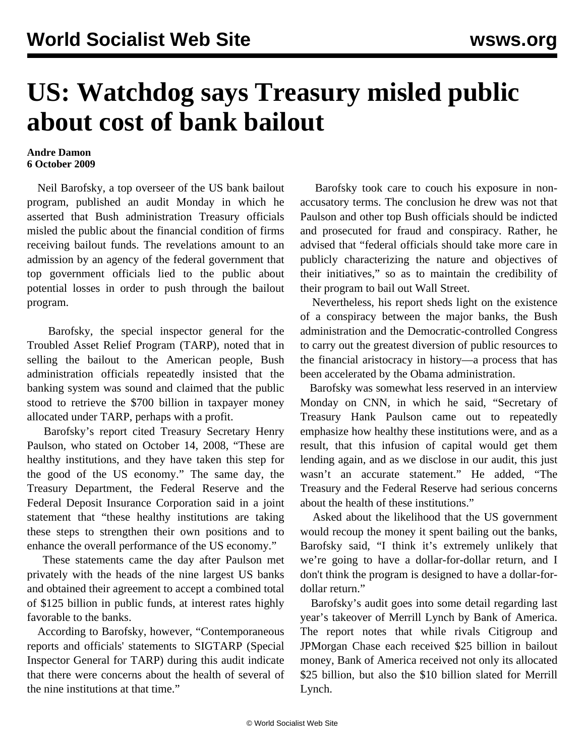# US: Watchdog says Treasury misled public about cost of bank bailout

**Andre Damon**
**6 October 2009**

Neil Barofsky, a top overseer of the US bank bailout program, published an audit Monday in which he asserted that Bush administration Treasury officials misled the public about the financial condition of firms receiving bailout funds. The revelations amount to an admission by an agency of the federal government that top government officials lied to the public about potential losses in order to push through the bailout program.

Barofsky, the special inspector general for the Troubled Asset Relief Program (TARP), noted that in selling the bailout to the American people, Bush administration officials repeatedly insisted that the banking system was sound and claimed that the public stood to retrieve the $700 billion in taxpayer money allocated under TARP, perhaps with a profit.

Barofsky's report cited Treasury Secretary Henry Paulson, who stated on October 14, 2008, "These are healthy institutions, and they have taken this step for the good of the US economy." The same day, the Treasury Department, the Federal Reserve and the Federal Deposit Insurance Corporation said in a joint statement that "these healthy institutions are taking these steps to strengthen their own positions and to enhance the overall performance of the US economy."

These statements came the day after Paulson met privately with the heads of the nine largest US banks and obtained their agreement to accept a combined total of $125 billion in public funds, at interest rates highly favorable to the banks.

According to Barofsky, however, "Contemporaneous reports and officials' statements to SIGTARP (Special Inspector General for TARP) during this audit indicate that there were concerns about the health of several of the nine institutions at that time."

Barofsky took care to couch his exposure in non-accusatory terms. The conclusion he drew was not that Paulson and other top Bush officials should be indicted and prosecuted for fraud and conspiracy. Rather, he advised that "federal officials should take more care in publicly characterizing the nature and objectives of their initiatives," so as to maintain the credibility of their program to bail out Wall Street.

Nevertheless, his report sheds light on the existence of a conspiracy between the major banks, the Bush administration and the Democratic-controlled Congress to carry out the greatest diversion of public resources to the financial aristocracy in history—a process that has been accelerated by the Obama administration.

Barofsky was somewhat less reserved in an interview Monday on CNN, in which he said, "Secretary of Treasury Hank Paulson came out to repeatedly emphasize how healthy these institutions were, and as a result, that this infusion of capital would get them lending again, and as we disclose in our audit, this just wasn't an accurate statement." He added, "The Treasury and the Federal Reserve had serious concerns about the health of these institutions."

Asked about the likelihood that the US government would recoup the money it spent bailing out the banks, Barofsky said, "I think it's extremely unlikely that we're going to have a dollar-for-dollar return, and I don't think the program is designed to have a dollar-for-dollar return."

Barofsky's audit goes into some detail regarding last year's takeover of Merrill Lynch by Bank of America. The report notes that while rivals Citigroup and JPMorgan Chase each received $25 billion in bailout money, Bank of America received not only its allocated $25 billion, but also the $10 billion slated for Merrill Lynch.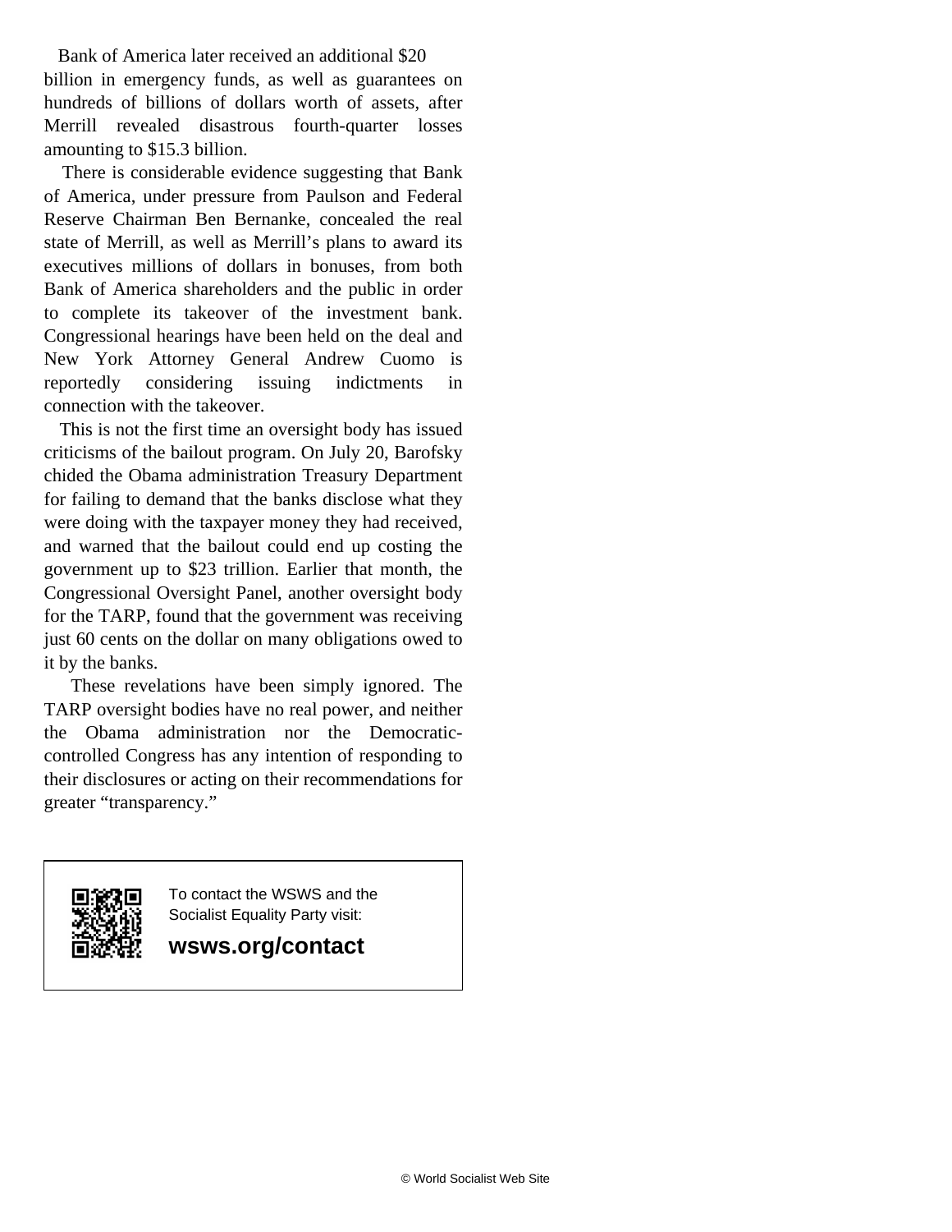Bank of America later received an additional $20 billion in emergency funds, as well as guarantees on hundreds of billions of dollars worth of assets, after Merrill revealed disastrous fourth-quarter losses amounting to $15.3 billion.

There is considerable evidence suggesting that Bank of America, under pressure from Paulson and Federal Reserve Chairman Ben Bernanke, concealed the real state of Merrill, as well as Merrill's plans to award its executives millions of dollars in bonuses, from both Bank of America shareholders and the public in order to complete its takeover of the investment bank. Congressional hearings have been held on the deal and New York Attorney General Andrew Cuomo is reportedly considering issuing indictments in connection with the takeover.

This is not the first time an oversight body has issued criticisms of the bailout program. On July 20, Barofsky chided the Obama administration Treasury Department for failing to demand that the banks disclose what they were doing with the taxpayer money they had received, and warned that the bailout could end up costing the government up to $23 trillion. Earlier that month, the Congressional Oversight Panel, another oversight body for the TARP, found that the government was receiving just 60 cents on the dollar on many obligations owed to it by the banks.

These revelations have been simply ignored. The TARP oversight bodies have no real power, and neither the Obama administration nor the Democratic-controlled Congress has any intention of responding to their disclosures or acting on their recommendations for greater "transparency."

To contact the WSWS and the Socialist Equality Party visit:

**wsws.org/contact**